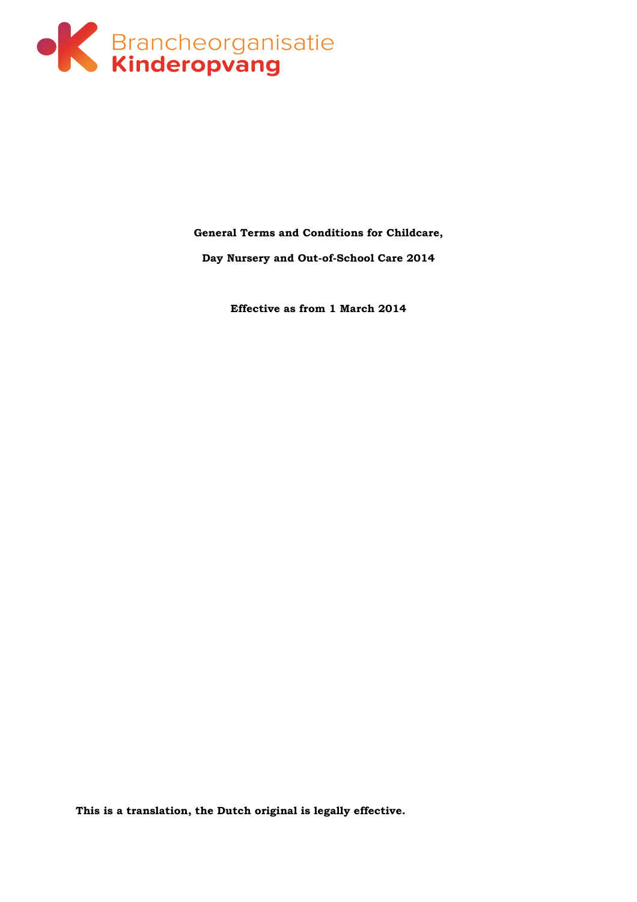Brancheorganisatie
Kinderopvang

**General Terms and Conditions for Childcare,**

**Day Nursery and Out-of-School Care 2014**

**Effective as from 1 March 2014**

**This is a translation, the Dutch original is legally effective.**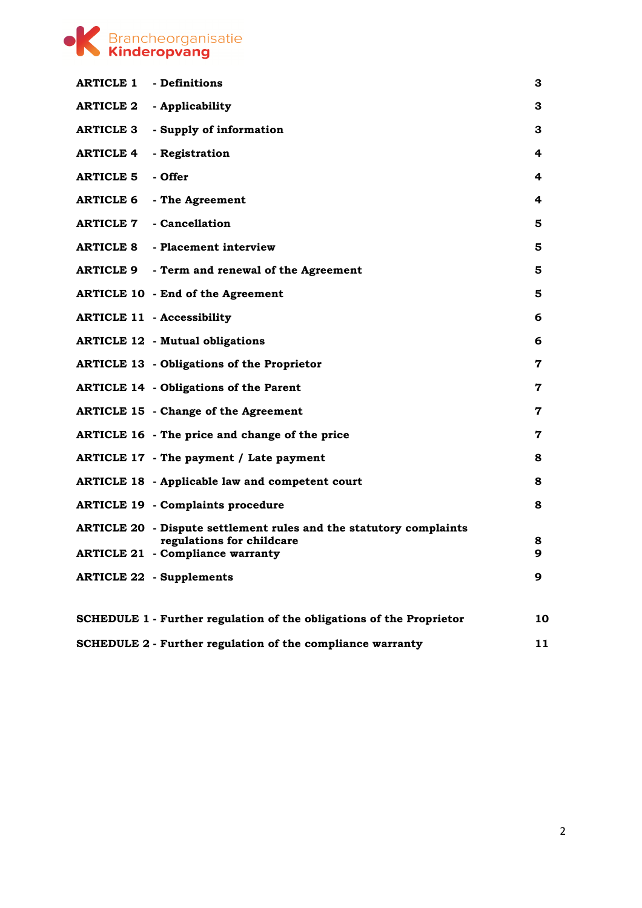| | | |
|---|---|---|
| **ARTICLE 1** | **- Definitions** | **3** |
| **ARTICLE 2** | **- Applicability** | **3** |
| **ARTICLE 3** | **- Supply of information** | **3** |
| **ARTICLE 4** | **- Registration** | **4** |
| **ARTICLE 5** | **- Offer** | **4** |
| **ARTICLE 6** | **- The Agreement** | **4** |
| **ARTICLE 7** | **- Cancellation** | **5** |
| **ARTICLE 8** | **- Placement interview** | **5** |
| **ARTICLE 9** | **- Term and renewal of the Agreement** | **5** |
| **ARTICLE 10** | **- End of the Agreement** | **5** |
| **ARTICLE 11** | **- Accessibility** | **6** |
| **ARTICLE 12** | **- Mutual obligations** | **6** |
| **ARTICLE 13** | **- Obligations of the Proprietor** | **7** |
| **ARTICLE 14** | **- Obligations of the Parent** | **7** |
| **ARTICLE 15** | **- Change of the Agreement** | **7** |
| **ARTICLE 16** | **- The price and change of the price** | **7** |
| **ARTICLE 17** | **- The payment / Late payment** | **8** |
| **ARTICLE 18** | **- Applicable law and competent court** | **8** |
| **ARTICLE 19** | **- Complaints procedure** | **8** |
| **ARTICLE 20** | **- Dispute settlement rules and the statutory complaints regulations for childcare** | **8** |
| **ARTICLE 21** | **- Compliance warranty** | **9** |
| **ARTICLE 22** | **- Supplements** | **9** |
| | | |
| **SCHEDULE 1** | **- Further regulation of the obligations of the Proprietor** | **10** |
| **SCHEDULE 2** | **- Further regulation of the compliance warranty** | **11** |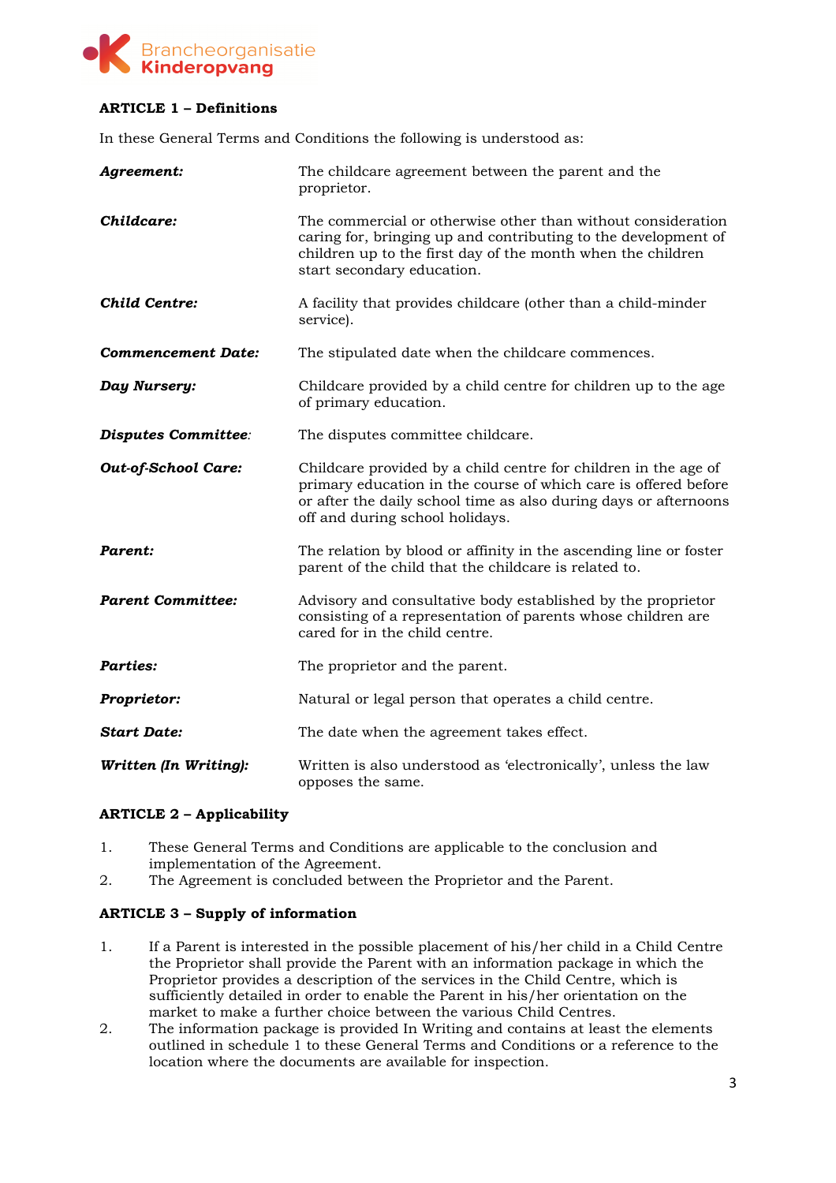**ARTICLE 1 – Definitions**

In these General Terms and Conditions the following is understood as:

***Agreement:*** The childcare agreement between the parent and the proprietor.

***Childcare:*** The commercial or otherwise other than without consideration caring for, bringing up and contributing to the development of children up to the first day of the month when the children start secondary education.

***Child Centre:*** A facility that provides childcare (other than a child-minder service).

***Commencement Date:*** The stipulated date when the childcare commences.

***Day Nursery:*** Childcare provided by a child centre for children up to the age of primary education.

***Disputes Committee:*** The disputes committee childcare.

***Out-of-School Care:*** Childcare provided by a child centre for children in the age of primary education in the course of which care is offered before or after the daily school time as also during days or afternoons off and during school holidays.

***Parent:*** The relation by blood or affinity in the ascending line or foster parent of the child that the childcare is related to.

***Parent Committee:*** Advisory and consultative body established by the proprietor consisting of a representation of parents whose children are cared for in the child centre.

***Parties:*** The proprietor and the parent.

***Proprietor:*** Natural or legal person that operates a child centre.

***Start Date:*** The date when the agreement takes effect.

***Written (In Writing):*** Written is also understood as 'electronically', unless the law opposes the same.

**ARTICLE 2 – Applicability**

1. These General Terms and Conditions are applicable to the conclusion and implementation of the Agreement.
2. The Agreement is concluded between the Proprietor and the Parent.

**ARTICLE 3 – Supply of information**

1. If a Parent is interested in the possible placement of his/her child in a Child Centre the Proprietor shall provide the Parent with an information package in which the Proprietor provides a description of the services in the Child Centre, which is sufficiently detailed in order to enable the Parent in his/her orientation on the market to make a further choice between the various Child Centres.
2. The information package is provided In Writing and contains at least the elements outlined in schedule 1 to these General Terms and Conditions or a reference to the location where the documents are available for inspection.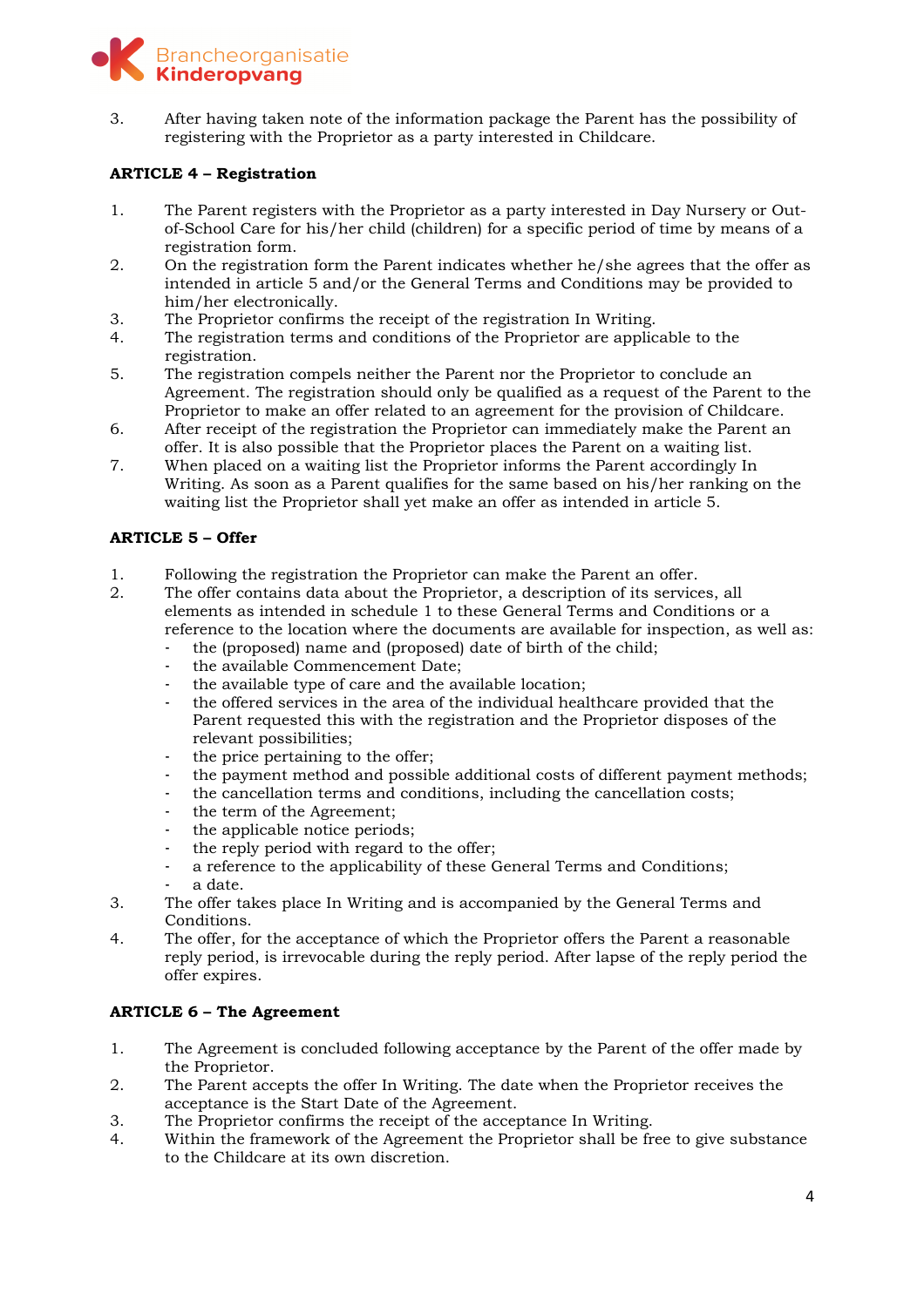3. After having taken note of the information package the Parent has the possibility of registering with the Proprietor as a party interested in Childcare.

**ARTICLE 4 – Registration**

1. The Parent registers with the Proprietor as a party interested in Day Nursery or Out-of-School Care for his/her child (children) for a specific period of time by means of a registration form.
2. On the registration form the Parent indicates whether he/she agrees that the offer as intended in article 5 and/or the General Terms and Conditions may be provided to him/her electronically.
3. The Proprietor confirms the receipt of the registration In Writing.
4. The registration terms and conditions of the Proprietor are applicable to the registration.
5. The registration compels neither the Parent nor the Proprietor to conclude an Agreement. The registration should only be qualified as a request of the Parent to the Proprietor to make an offer related to an agreement for the provision of Childcare.
6. After receipt of the registration the Proprietor can immediately make the Parent an offer. It is also possible that the Proprietor places the Parent on a waiting list.
7. When placed on a waiting list the Proprietor informs the Parent accordingly In Writing. As soon as a Parent qualifies for the same based on his/her ranking on the waiting list the Proprietor shall yet make an offer as intended in article 5.

**ARTICLE 5 – Offer**

1. Following the registration the Proprietor can make the Parent an offer.
2. The offer contains data about the Proprietor, a description of its services, all elements as intended in schedule 1 to these General Terms and Conditions or a reference to the location where the documents are available for inspection, as well as:
   - the (proposed) name and (proposed) date of birth of the child;
   - the available Commencement Date;
   - the available type of care and the available location;
   - the offered services in the area of the individual healthcare provided that the Parent requested this with the registration and the Proprietor disposes of the relevant possibilities;
   - the price pertaining to the offer;
   - the payment method and possible additional costs of different payment methods;
   - the cancellation terms and conditions, including the cancellation costs;
   - the term of the Agreement;
   - the applicable notice periods;
   - the reply period with regard to the offer;
   - a reference to the applicability of these General Terms and Conditions;
   - a date.
3. The offer takes place In Writing and is accompanied by the General Terms and Conditions.
4. The offer, for the acceptance of which the Proprietor offers the Parent a reasonable reply period, is irrevocable during the reply period. After lapse of the reply period the offer expires.

**ARTICLE 6 – The Agreement**

1. The Agreement is concluded following acceptance by the Parent of the offer made by the Proprietor.
2. The Parent accepts the offer In Writing. The date when the Proprietor receives the acceptance is the Start Date of the Agreement.
3. The Proprietor confirms the receipt of the acceptance In Writing.
4. Within the framework of the Agreement the Proprietor shall be free to give substance to the Childcare at its own discretion.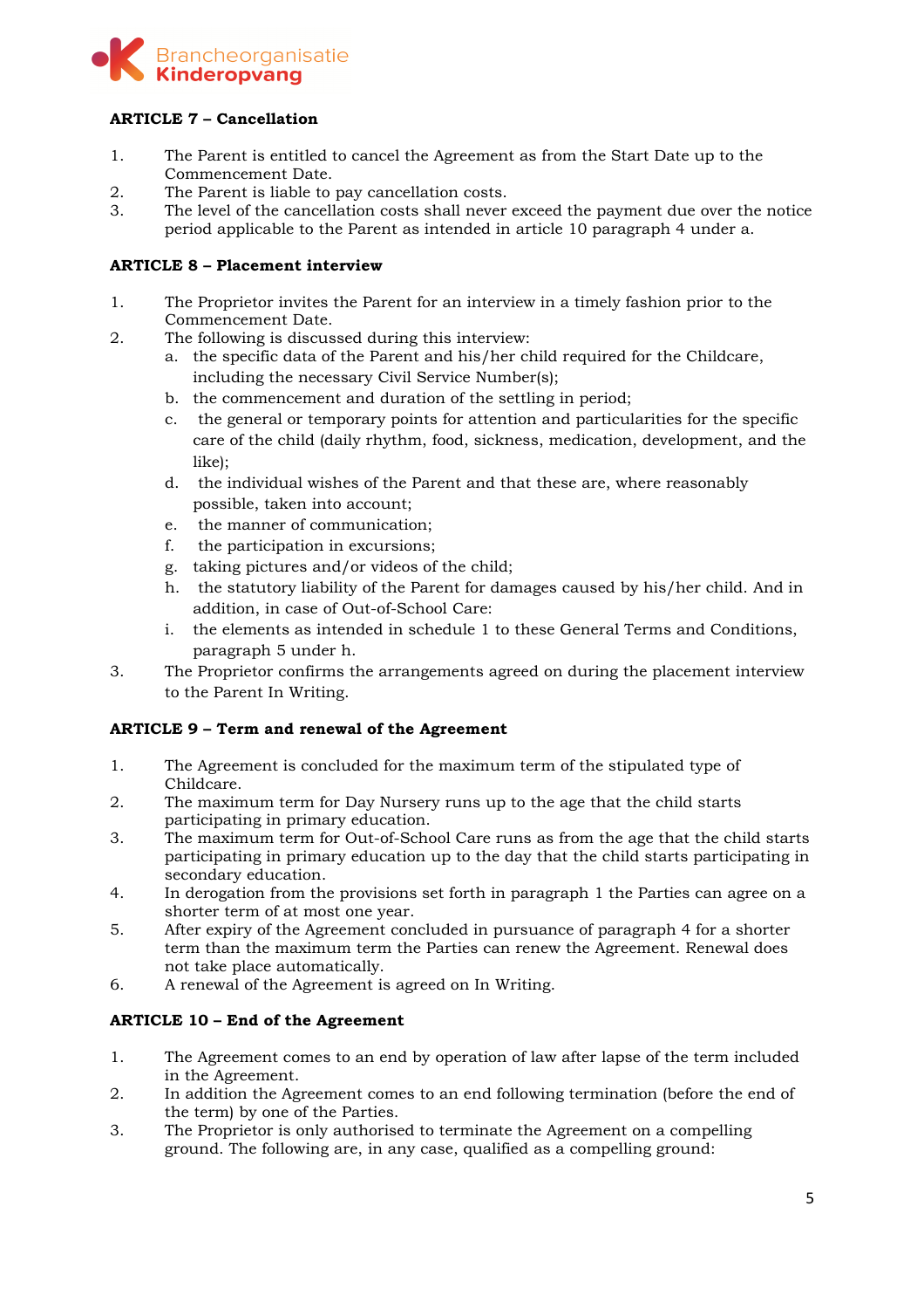**ARTICLE 7 – Cancellation**

1. The Parent is entitled to cancel the Agreement as from the Start Date up to the Commencement Date.
2. The Parent is liable to pay cancellation costs.
3. The level of the cancellation costs shall never exceed the payment due over the notice period applicable to the Parent as intended in article 10 paragraph 4 under a.

**ARTICLE 8 – Placement interview**

1. The Proprietor invites the Parent for an interview in a timely fashion prior to the Commencement Date.
2. The following is discussed during this interview:
   a. the specific data of the Parent and his/her child required for the Childcare, including the necessary Civil Service Number(s);
   b. the commencement and duration of the settling in period;
   c. the general or temporary points for attention and particularities for the specific care of the child (daily rhythm, food, sickness, medication, development, and the like);
   d. the individual wishes of the Parent and that these are, where reasonably possible, taken into account;
   e. the manner of communication;
   f. the participation in excursions;
   g. taking pictures and/or videos of the child;
   h. the statutory liability of the Parent for damages caused by his/her child. And in addition, in case of Out-of-School Care:
   i. the elements as intended in schedule 1 to these General Terms and Conditions, paragraph 5 under h.
3. The Proprietor confirms the arrangements agreed on during the placement interview to the Parent In Writing.

**ARTICLE 9 – Term and renewal of the Agreement**

1. The Agreement is concluded for the maximum term of the stipulated type of Childcare.
2. The maximum term for Day Nursery runs up to the age that the child starts participating in primary education.
3. The maximum term for Out-of-School Care runs as from the age that the child starts participating in primary education up to the day that the child starts participating in secondary education.
4. In derogation from the provisions set forth in paragraph 1 the Parties can agree on a shorter term of at most one year.
5. After expiry of the Agreement concluded in pursuance of paragraph 4 for a shorter term than the maximum term the Parties can renew the Agreement. Renewal does not take place automatically.
6. A renewal of the Agreement is agreed on In Writing.

**ARTICLE 10 – End of the Agreement**

1. The Agreement comes to an end by operation of law after lapse of the term included in the Agreement.
2. In addition the Agreement comes to an end following termination (before the end of the term) by one of the Parties.
3. The Proprietor is only authorised to terminate the Agreement on a compelling ground. The following are, in any case, qualified as a compelling ground: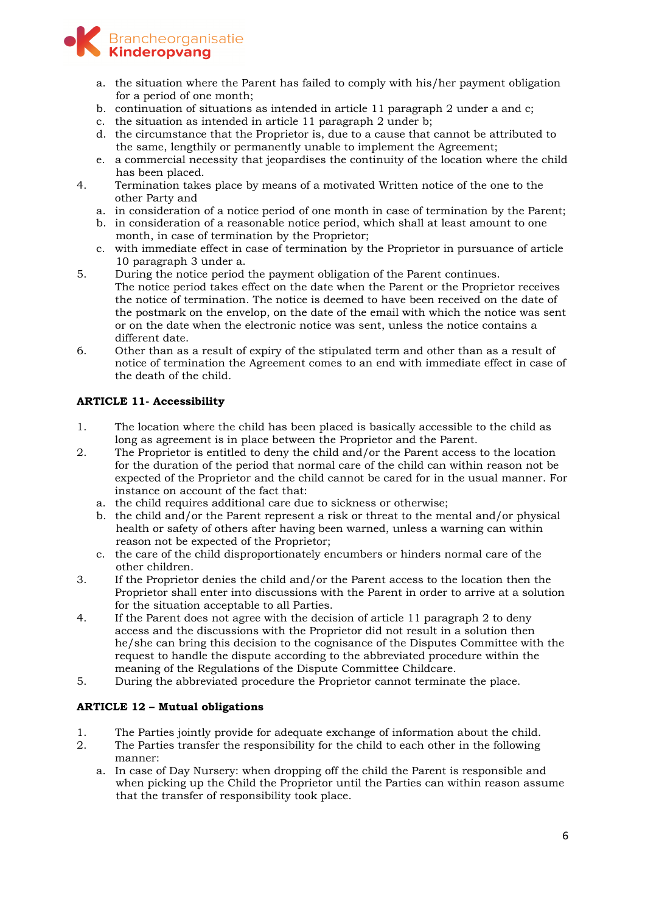a. the situation where the Parent has failed to comply with his/her payment obligation for a period of one month;
b. continuation of situations as intended in article 11 paragraph 2 under a and c;
c. the situation as intended in article 11 paragraph 2 under b;
d. the circumstance that the Proprietor is, due to a cause that cannot be attributed to the same, lengthily or permanently unable to implement the Agreement;
e. a commercial necessity that jeopardises the continuity of the location where the child has been placed.

4. Termination takes place by means of a motivated Written notice of the one to the other Party and
   a. in consideration of a notice period of one month in case of termination by the Parent;
   b. in consideration of a reasonable notice period, which shall at least amount to one month, in case of termination by the Proprietor;
   c. with immediate effect in case of termination by the Proprietor in pursuance of article 10 paragraph 3 under a.
5. During the notice period the payment obligation of the Parent continues.
   The notice period takes effect on the date when the Parent or the Proprietor receives the notice of termination. The notice is deemed to have been received on the date of the postmark on the envelop, on the date of the email with which the notice was sent or on the date when the electronic notice was sent, unless the notice contains a different date.
6. Other than as a result of expiry of the stipulated term and other than as a result of notice of termination the Agreement comes to an end with immediate effect in case of the death of the child.

**ARTICLE 11- Accessibility**

1. The location where the child has been placed is basically accessible to the child as long as agreement is in place between the Proprietor and the Parent.
2. The Proprietor is entitled to deny the child and/or the Parent access to the location for the duration of the period that normal care of the child can within reason not be expected of the Proprietor and the child cannot be cared for in the usual manner. For instance on account of the fact that:
   a. the child requires additional care due to sickness or otherwise;
   b. the child and/or the Parent represent a risk or threat to the mental and/or physical health or safety of others after having been warned, unless a warning can within reason not be expected of the Proprietor;
   c. the care of the child disproportionately encumbers or hinders normal care of the other children.
3. If the Proprietor denies the child and/or the Parent access to the location then the Proprietor shall enter into discussions with the Parent in order to arrive at a solution for the situation acceptable to all Parties.
4. If the Parent does not agree with the decision of article 11 paragraph 2 to deny access and the discussions with the Proprietor did not result in a solution then he/she can bring this decision to the cognisance of the Disputes Committee with the request to handle the dispute according to the abbreviated procedure within the meaning of the Regulations of the Dispute Committee Childcare.
5. During the abbreviated procedure the Proprietor cannot terminate the place.

**ARTICLE 12 – Mutual obligations**

1. The Parties jointly provide for adequate exchange of information about the child.
2. The Parties transfer the responsibility for the child to each other in the following manner:
   a. In case of Day Nursery: when dropping off the child the Parent is responsible and when picking up the Child the Proprietor until the Parties can within reason assume that the transfer of responsibility took place.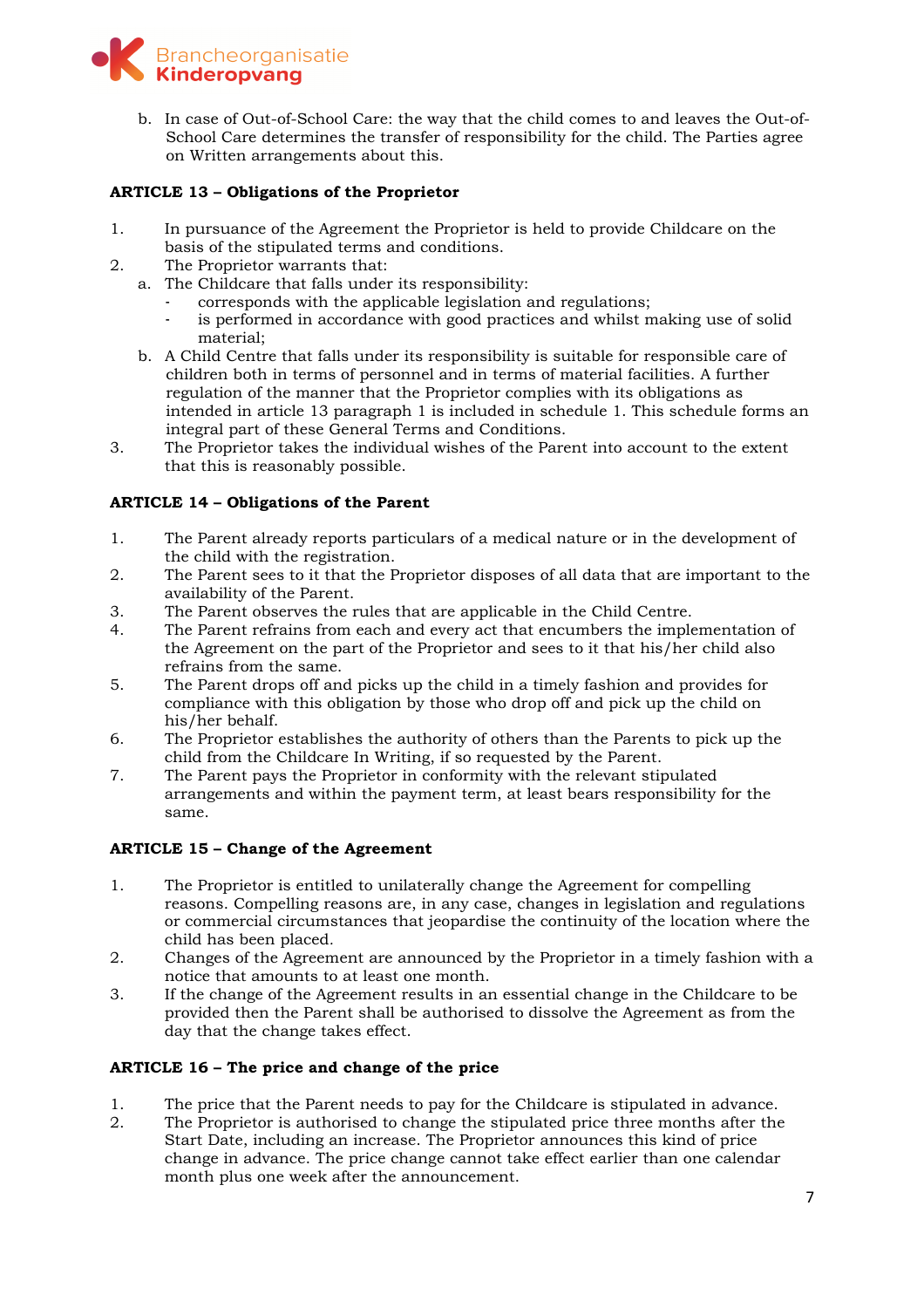b. In case of Out-of-School Care: the way that the child comes to and leaves the Out-of-School Care determines the transfer of responsibility for the child. The Parties agree on Written arrangements about this.

**ARTICLE 13 – Obligations of the Proprietor**

1. In pursuance of the Agreement the Proprietor is held to provide Childcare on the basis of the stipulated terms and conditions.
2. The Proprietor warrants that:
   a. The Childcare that falls under its responsibility:
      - corresponds with the applicable legislation and regulations;
      - is performed in accordance with good practices and whilst making use of solid material;
   b. A Child Centre that falls under its responsibility is suitable for responsible care of children both in terms of personnel and in terms of material facilities. A further regulation of the manner that the Proprietor complies with its obligations as intended in article 13 paragraph 1 is included in schedule 1. This schedule forms an integral part of these General Terms and Conditions.
3. The Proprietor takes the individual wishes of the Parent into account to the extent that this is reasonably possible.

**ARTICLE 14 – Obligations of the Parent**

1. The Parent already reports particulars of a medical nature or in the development of the child with the registration.
2. The Parent sees to it that the Proprietor disposes of all data that are important to the availability of the Parent.
3. The Parent observes the rules that are applicable in the Child Centre.
4. The Parent refrains from each and every act that encumbers the implementation of the Agreement on the part of the Proprietor and sees to it that his/her child also refrains from the same.
5. The Parent drops off and picks up the child in a timely fashion and provides for compliance with this obligation by those who drop off and pick up the child on his/her behalf.
6. The Proprietor establishes the authority of others than the Parents to pick up the child from the Childcare In Writing, if so requested by the Parent.
7. The Parent pays the Proprietor in conformity with the relevant stipulated arrangements and within the payment term, at least bears responsibility for the same.

**ARTICLE 15 – Change of the Agreement**

1. The Proprietor is entitled to unilaterally change the Agreement for compelling reasons. Compelling reasons are, in any case, changes in legislation and regulations or commercial circumstances that jeopardise the continuity of the location where the child has been placed.
2. Changes of the Agreement are announced by the Proprietor in a timely fashion with a notice that amounts to at least one month.
3. If the change of the Agreement results in an essential change in the Childcare to be provided then the Parent shall be authorised to dissolve the Agreement as from the day that the change takes effect.

**ARTICLE 16 – The price and change of the price**

1. The price that the Parent needs to pay for the Childcare is stipulated in advance.
2. The Proprietor is authorised to change the stipulated price three months after the Start Date, including an increase. The Proprietor announces this kind of price change in advance. The price change cannot take effect earlier than one calendar month plus one week after the announcement.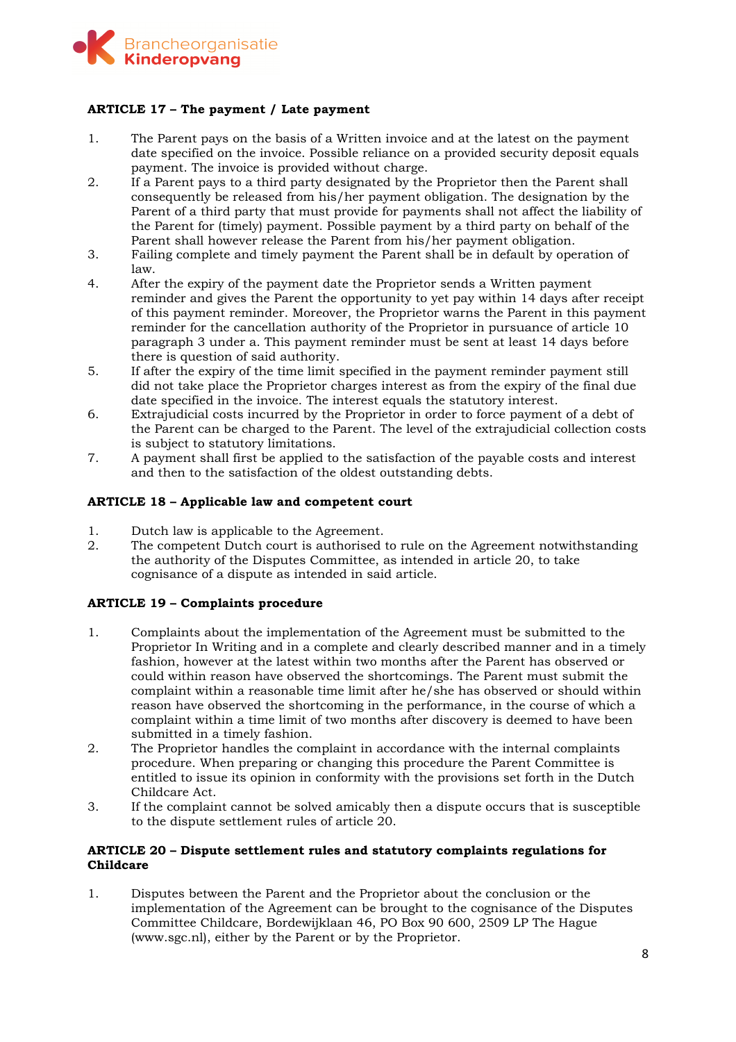**ARTICLE 17 – The payment / Late payment**

1. The Parent pays on the basis of a Written invoice and at the latest on the payment date specified on the invoice. Possible reliance on a provided security deposit equals payment. The invoice is provided without charge.
2. If a Parent pays to a third party designated by the Proprietor then the Parent shall consequently be released from his/her payment obligation. The designation by the Parent of a third party that must provide for payments shall not affect the liability of the Parent for (timely) payment. Possible payment by a third party on behalf of the Parent shall however release the Parent from his/her payment obligation.
3. Failing complete and timely payment the Parent shall be in default by operation of law.
4. After the expiry of the payment date the Proprietor sends a Written payment reminder and gives the Parent the opportunity to yet pay within 14 days after receipt of this payment reminder. Moreover, the Proprietor warns the Parent in this payment reminder for the cancellation authority of the Proprietor in pursuance of article 10 paragraph 3 under a. This payment reminder must be sent at least 14 days before there is question of said authority.
5. If after the expiry of the time limit specified in the payment reminder payment still did not take place the Proprietor charges interest as from the expiry of the final due date specified in the invoice. The interest equals the statutory interest.
6. Extrajudicial costs incurred by the Proprietor in order to force payment of a debt of the Parent can be charged to the Parent. The level of the extrajudicial collection costs is subject to statutory limitations.
7. A payment shall first be applied to the satisfaction of the payable costs and interest and then to the satisfaction of the oldest outstanding debts.

**ARTICLE 18 – Applicable law and competent court**

1. Dutch law is applicable to the Agreement.
2. The competent Dutch court is authorised to rule on the Agreement notwithstanding the authority of the Disputes Committee, as intended in article 20, to take cognisance of a dispute as intended in said article.

**ARTICLE 19 – Complaints procedure**

1. Complaints about the implementation of the Agreement must be submitted to the Proprietor In Writing and in a complete and clearly described manner and in a timely fashion, however at the latest within two months after the Parent has observed or could within reason have observed the shortcomings. The Parent must submit the complaint within a reasonable time limit after he/she has observed or should within reason have observed the shortcoming in the performance, in the course of which a complaint within a time limit of two months after discovery is deemed to have been submitted in a timely fashion.
2. The Proprietor handles the complaint in accordance with the internal complaints procedure. When preparing or changing this procedure the Parent Committee is entitled to issue its opinion in conformity with the provisions set forth in the Dutch Childcare Act.
3. If the complaint cannot be solved amicably then a dispute occurs that is susceptible to the dispute settlement rules of article 20.

**ARTICLE 20 – Dispute settlement rules and statutory complaints regulations for Childcare**

1. Disputes between the Parent and the Proprietor about the conclusion or the implementation of the Agreement can be brought to the cognisance of the Disputes Committee Childcare, Bordewijklaan 46, PO Box 90 600, 2509 LP The Hague (www.sgc.nl), either by the Parent or by the Proprietor.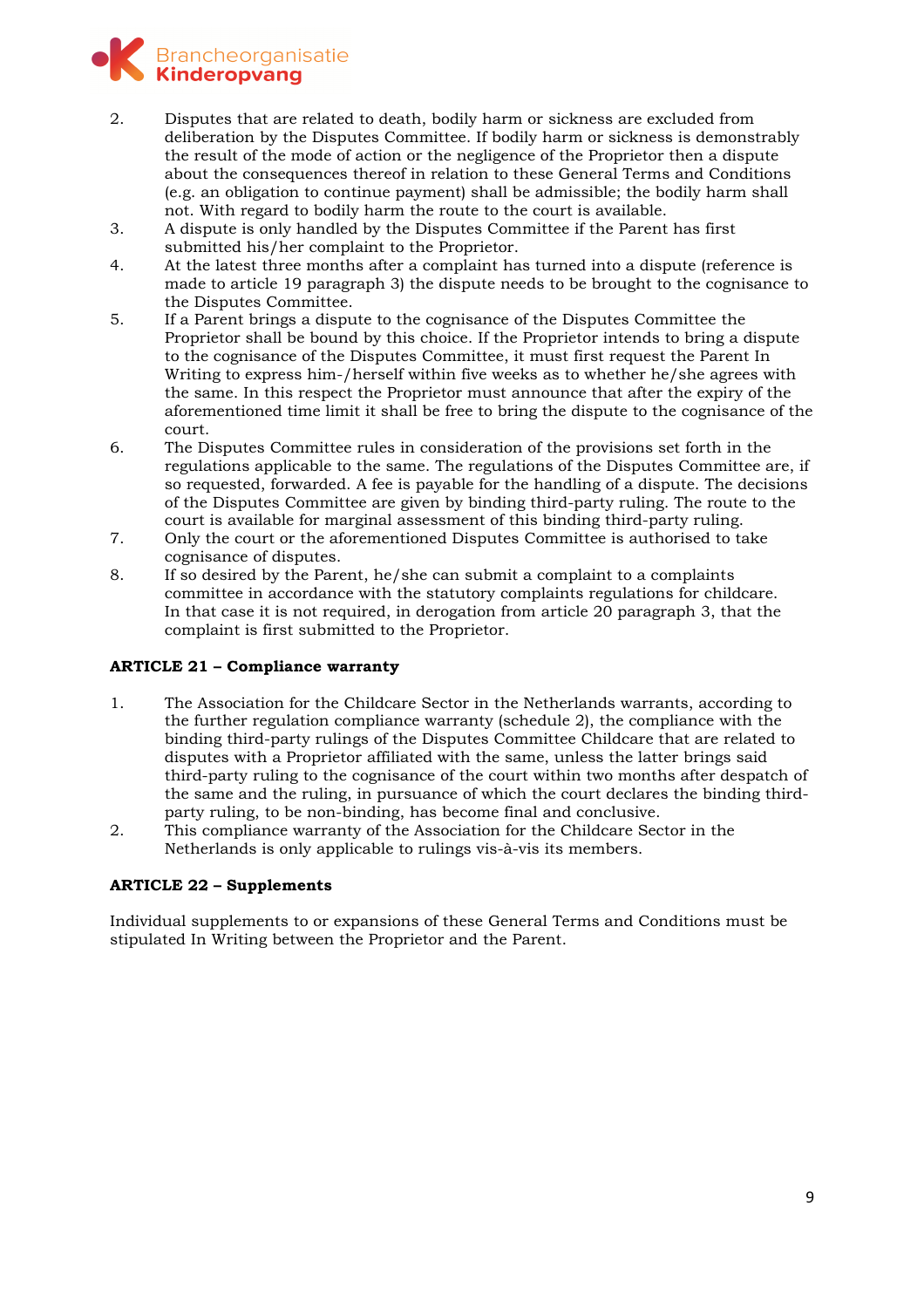2. Disputes that are related to death, bodily harm or sickness are excluded from deliberation by the Disputes Committee. If bodily harm or sickness is demonstrably the result of the mode of action or the negligence of the Proprietor then a dispute about the consequences thereof in relation to these General Terms and Conditions (e.g. an obligation to continue payment) shall be admissible; the bodily harm shall not. With regard to bodily harm the route to the court is available.
3. A dispute is only handled by the Disputes Committee if the Parent has first submitted his/her complaint to the Proprietor.
4. At the latest three months after a complaint has turned into a dispute (reference is made to article 19 paragraph 3) the dispute needs to be brought to the cognisance to the Disputes Committee.
5. If a Parent brings a dispute to the cognisance of the Disputes Committee the Proprietor shall be bound by this choice. If the Proprietor intends to bring a dispute to the cognisance of the Disputes Committee, it must first request the Parent In Writing to express him-/herself within five weeks as to whether he/she agrees with the same. In this respect the Proprietor must announce that after the expiry of the aforementioned time limit it shall be free to bring the dispute to the cognisance of the court.
6. The Disputes Committee rules in consideration of the provisions set forth in the regulations applicable to the same. The regulations of the Disputes Committee are, if so requested, forwarded. A fee is payable for the handling of a dispute. The decisions of the Disputes Committee are given by binding third-party ruling. The route to the court is available for marginal assessment of this binding third-party ruling.
7. Only the court or the aforementioned Disputes Committee is authorised to take cognisance of disputes.
8. If so desired by the Parent, he/she can submit a complaint to a complaints committee in accordance with the statutory complaints regulations for childcare. In that case it is not required, in derogation from article 20 paragraph 3, that the complaint is first submitted to the Proprietor.

**ARTICLE 21 – Compliance warranty**

1. The Association for the Childcare Sector in the Netherlands warrants, according to the further regulation compliance warranty (schedule 2), the compliance with the binding third-party rulings of the Disputes Committee Childcare that are related to disputes with a Proprietor affiliated with the same, unless the latter brings said third-party ruling to the cognisance of the court within two months after despatch of the same and the ruling, in pursuance of which the court declares the binding third-party ruling, to be non-binding, has become final and conclusive.
2. This compliance warranty of the Association for the Childcare Sector in the Netherlands is only applicable to rulings vis-à-vis its members.

**ARTICLE 22 – Supplements**

Individual supplements to or expansions of these General Terms and Conditions must be stipulated In Writing between the Proprietor and the Parent.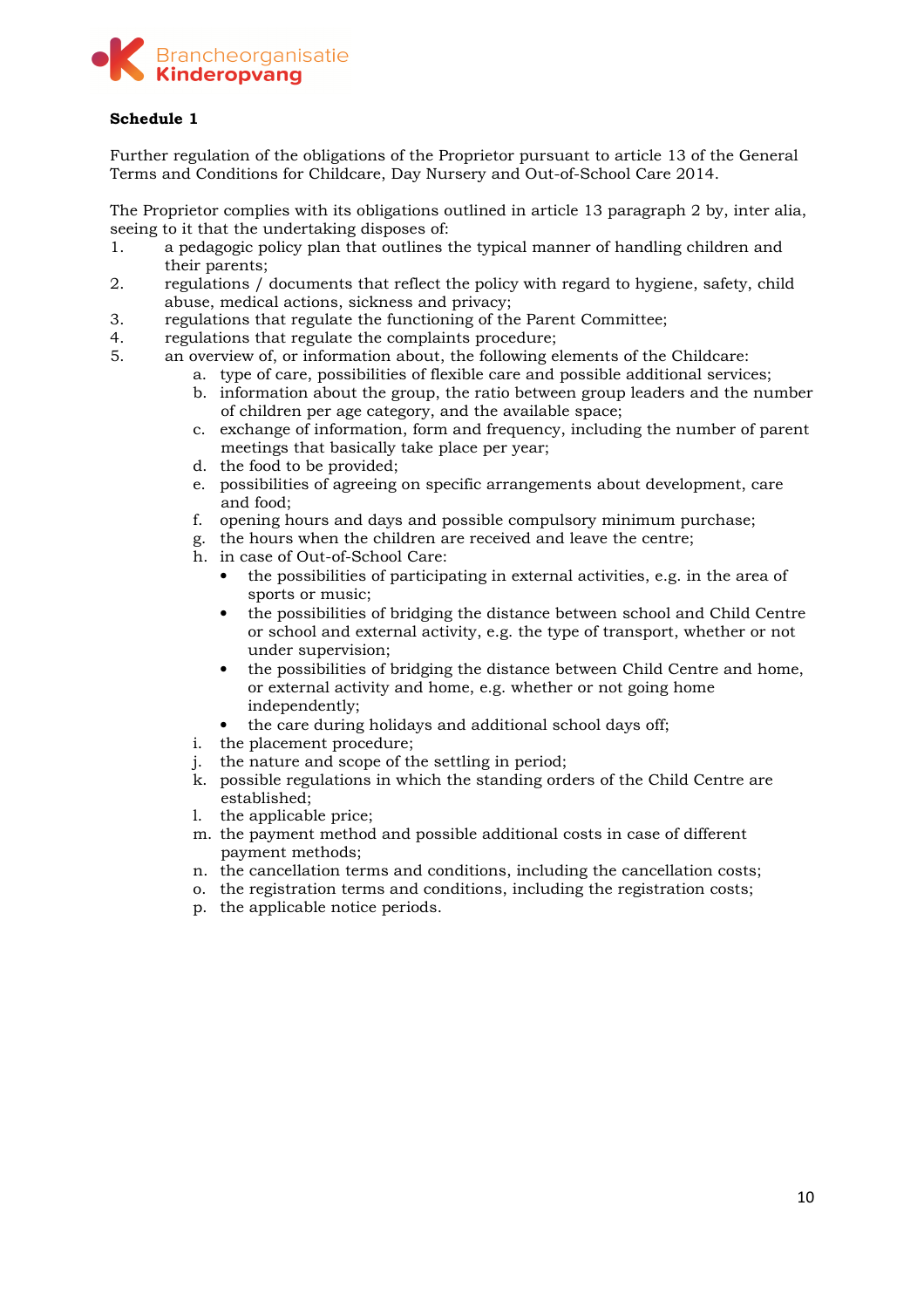**Schedule 1**

Further regulation of the obligations of the Proprietor pursuant to article 13 of the General Terms and Conditions for Childcare, Day Nursery and Out-of-School Care 2014.

The Proprietor complies with its obligations outlined in article 13 paragraph 2 by, inter alia, seeing to it that the undertaking disposes of:

1. a pedagogic policy plan that outlines the typical manner of handling children and their parents;
2. regulations / documents that reflect the policy with regard to hygiene, safety, child abuse, medical actions, sickness and privacy;
3. regulations that regulate the functioning of the Parent Committee;
4. regulations that regulate the complaints procedure;
5. an overview of, or information about, the following elements of the Childcare:
   a. type of care, possibilities of flexible care and possible additional services;
   b. information about the group, the ratio between group leaders and the number of children per age category, and the available space;
   c. exchange of information, form and frequency, including the number of parent meetings that basically take place per year;
   d. the food to be provided;
   e. possibilities of agreeing on specific arrangements about development, care and food;
   f. opening hours and days and possible compulsory minimum purchase;
   g. the hours when the children are received and leave the centre;
   h. in case of Out-of-School Care:
      - the possibilities of participating in external activities, e.g. in the area of sports or music;
      - the possibilities of bridging the distance between school and Child Centre or school and external activity, e.g. the type of transport, whether or not under supervision;
      - the possibilities of bridging the distance between Child Centre and home, or external activity and home, e.g. whether or not going home independently;
      - the care during holidays and additional school days off;
   i. the placement procedure;
   j. the nature and scope of the settling in period;
   k. possible regulations in which the standing orders of the Child Centre are established;
   l. the applicable price;
   m. the payment method and possible additional costs in case of different payment methods;
   n. the cancellation terms and conditions, including the cancellation costs;
   o. the registration terms and conditions, including the registration costs;
   p. the applicable notice periods.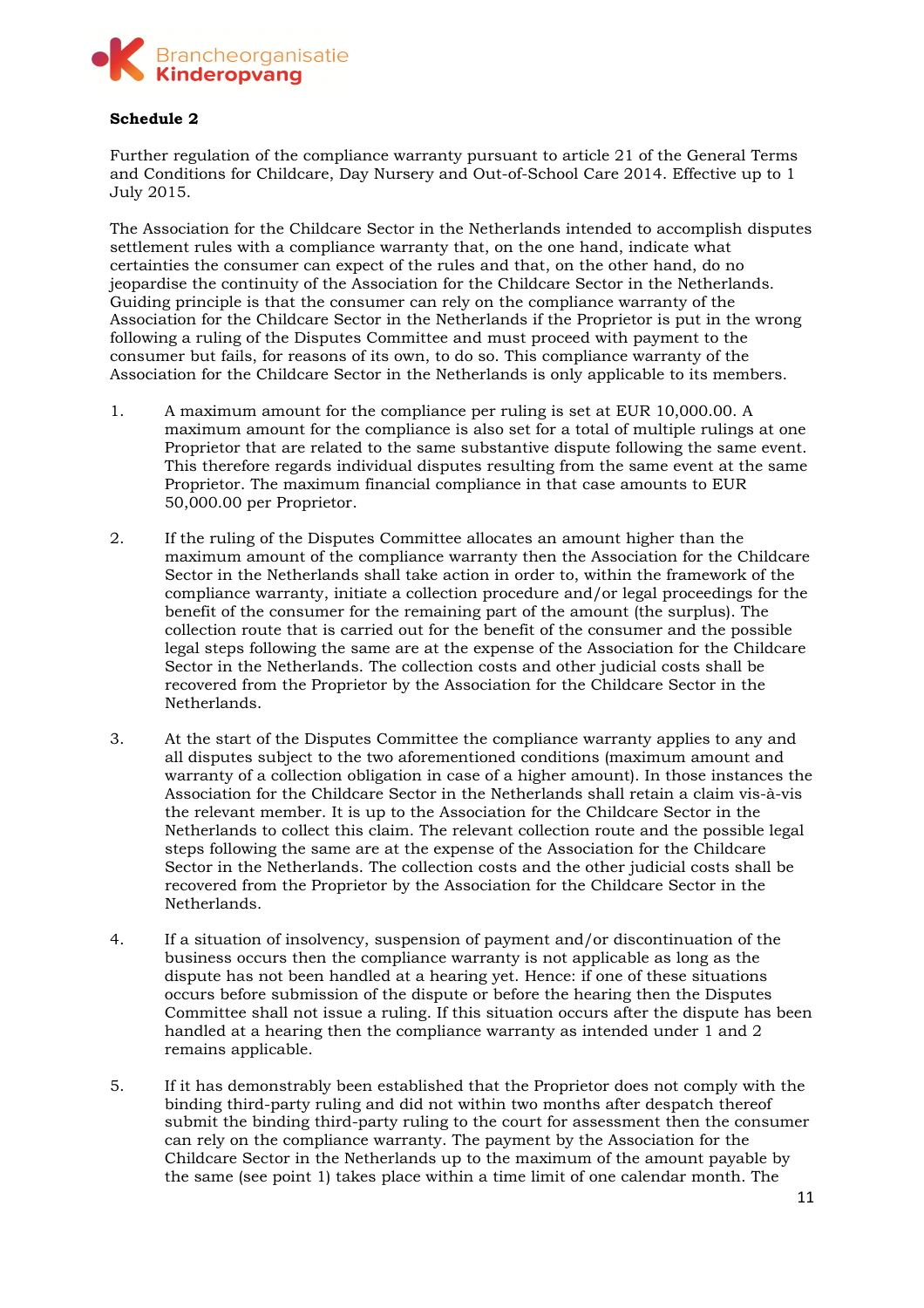**Schedule 2**

Further regulation of the compliance warranty pursuant to article 21 of the General Terms and Conditions for Childcare, Day Nursery and Out-of-School Care 2014. Effective up to 1 July 2015.

The Association for the Childcare Sector in the Netherlands intended to accomplish disputes settlement rules with a compliance warranty that, on the one hand, indicate what certainties the consumer can expect of the rules and that, on the other hand, do no jeopardise the continuity of the Association for the Childcare Sector in the Netherlands. Guiding principle is that the consumer can rely on the compliance warranty of the Association for the Childcare Sector in the Netherlands if the Proprietor is put in the wrong following a ruling of the Disputes Committee and must proceed with payment to the consumer but fails, for reasons of its own, to do so. This compliance warranty of the Association for the Childcare Sector in the Netherlands is only applicable to its members.

1. A maximum amount for the compliance per ruling is set at EUR 10,000.00. A maximum amount for the compliance is also set for a total of multiple rulings at one Proprietor that are related to the same substantive dispute following the same event. This therefore regards individual disputes resulting from the same event at the same Proprietor. The maximum financial compliance in that case amounts to EUR 50,000.00 per Proprietor.

2. If the ruling of the Disputes Committee allocates an amount higher than the maximum amount of the compliance warranty then the Association for the Childcare Sector in the Netherlands shall take action in order to, within the framework of the compliance warranty, initiate a collection procedure and/or legal proceedings for the benefit of the consumer for the remaining part of the amount (the surplus). The collection route that is carried out for the benefit of the consumer and the possible legal steps following the same are at the expense of the Association for the Childcare Sector in the Netherlands. The collection costs and other judicial costs shall be recovered from the Proprietor by the Association for the Childcare Sector in the Netherlands.

3. At the start of the Disputes Committee the compliance warranty applies to any and all disputes subject to the two aforementioned conditions (maximum amount and warranty of a collection obligation in case of a higher amount). In those instances the Association for the Childcare Sector in the Netherlands shall retain a claim vis-à-vis the relevant member. It is up to the Association for the Childcare Sector in the Netherlands to collect this claim. The relevant collection route and the possible legal steps following the same are at the expense of the Association for the Childcare Sector in the Netherlands. The collection costs and the other judicial costs shall be recovered from the Proprietor by the Association for the Childcare Sector in the Netherlands.

4. If a situation of insolvency, suspension of payment and/or discontinuation of the business occurs then the compliance warranty is not applicable as long as the dispute has not been handled at a hearing yet. Hence: if one of these situations occurs before submission of the dispute or before the hearing then the Disputes Committee shall not issue a ruling. If this situation occurs after the dispute has been handled at a hearing then the compliance warranty as intended under 1 and 2 remains applicable.

5. If it has demonstrably been established that the Proprietor does not comply with the binding third-party ruling and did not within two months after despatch thereof submit the binding third-party ruling to the court for assessment then the consumer can rely on the compliance warranty. The payment by the Association for the Childcare Sector in the Netherlands up to the maximum of the amount payable by the same (see point 1) takes place within a time limit of one calendar month. The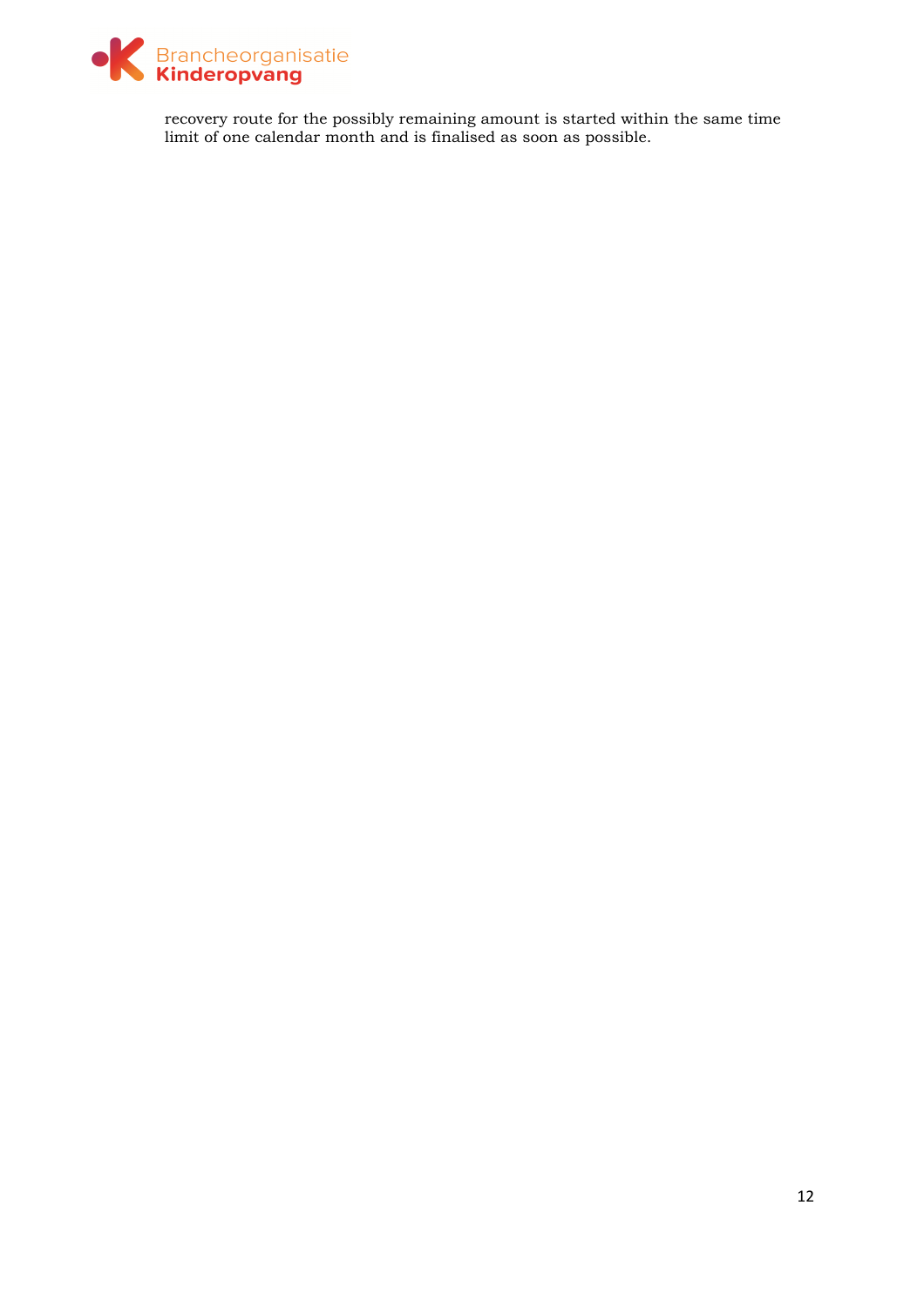recovery route for the possibly remaining amount is started within the same time limit of one calendar month and is finalised as soon as possible.